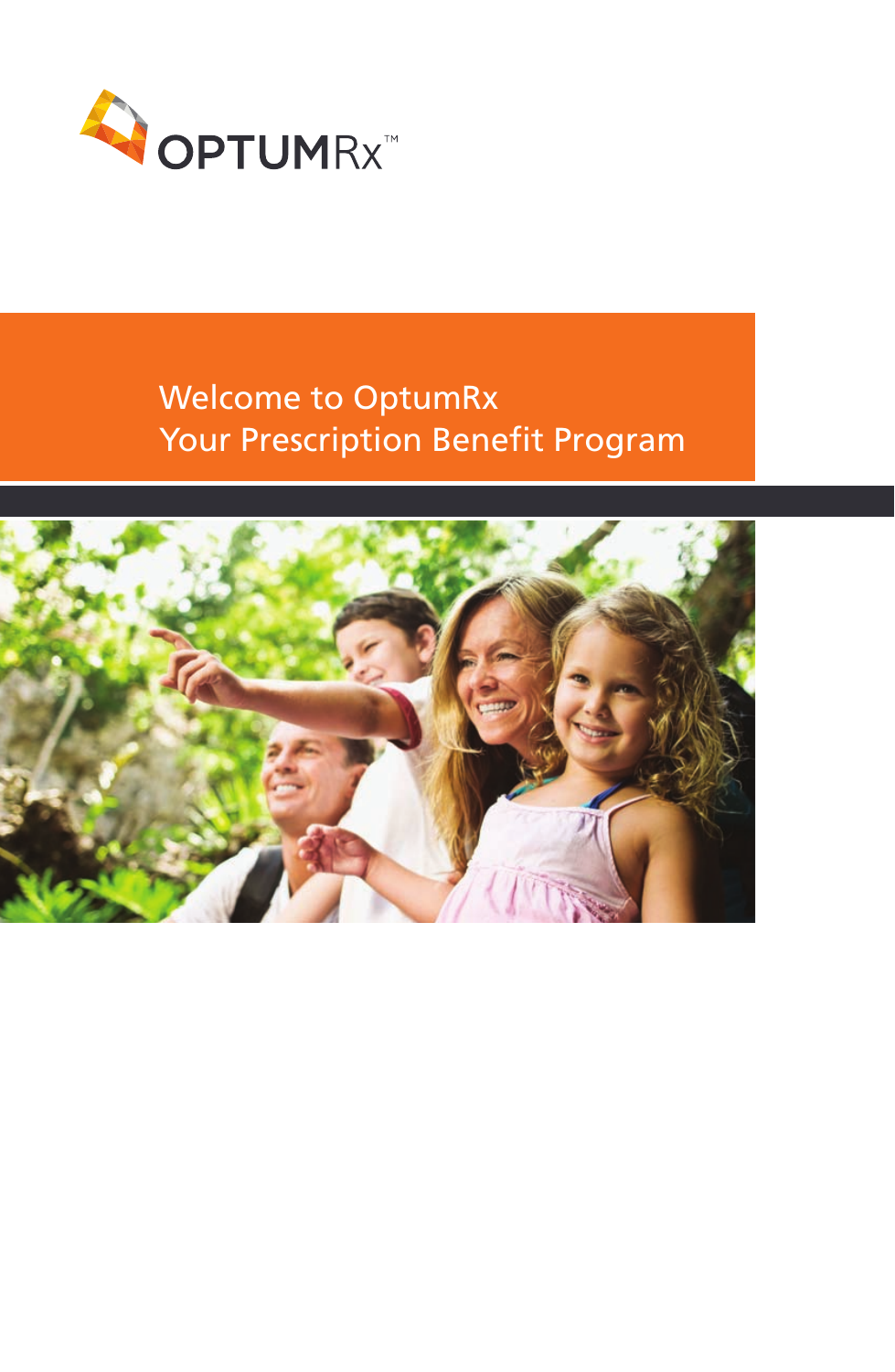OPTUMRx™

# Welcome to OptumRx
## Your Prescription Benefit Program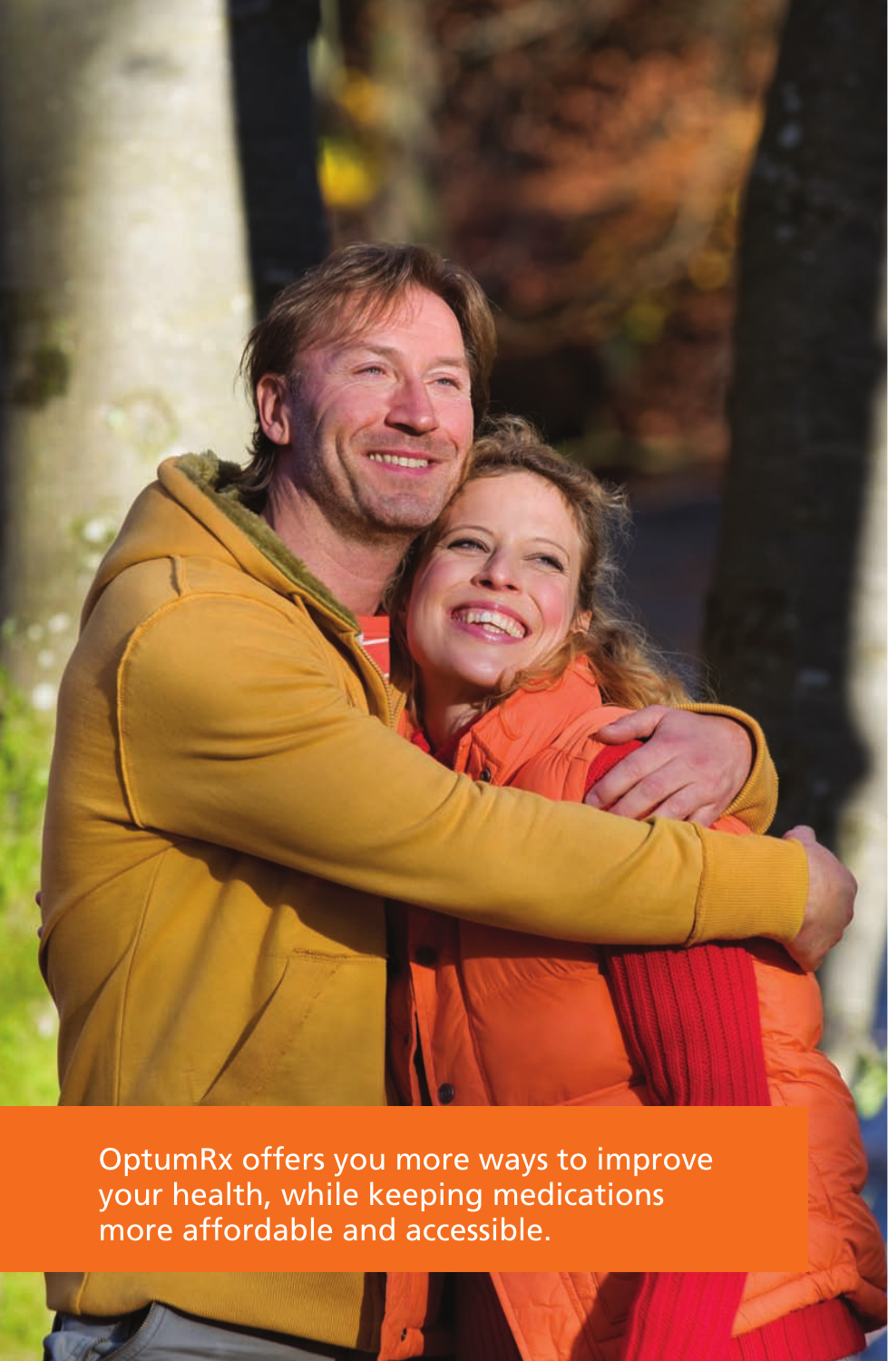OptumRx offers you more ways to improve your health, while keeping medications more affordable and accessible.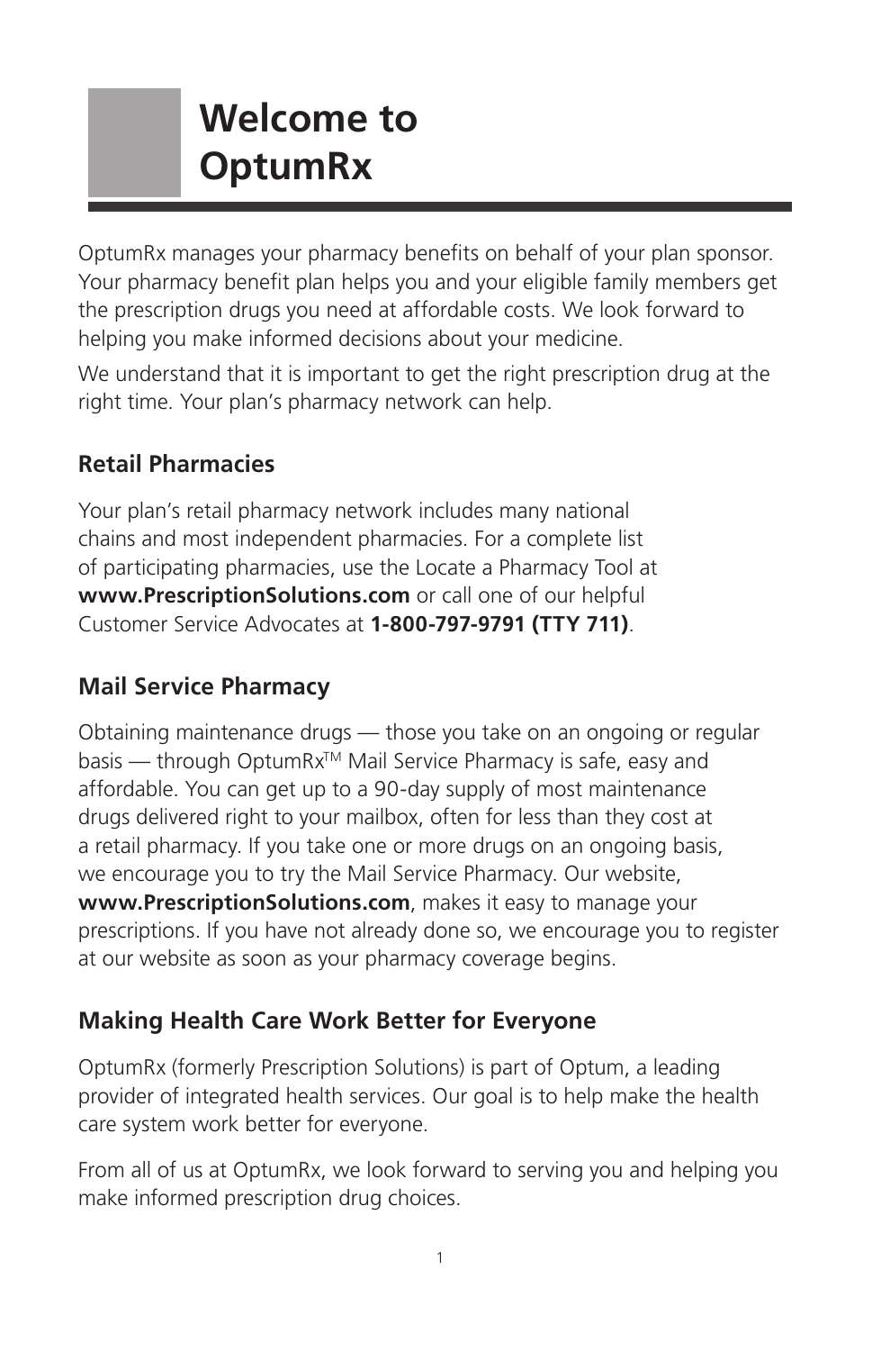# Welcome to OptumRx

OptumRx manages your pharmacy benefits on behalf of your plan sponsor. Your pharmacy benefit plan helps you and your eligible family members get the prescription drugs you need at affordable costs. We look forward to helping you make informed decisions about your medicine.

We understand that it is important to get the right prescription drug at the right time. Your plan's pharmacy network can help.

## Retail Pharmacies

Your plan's retail pharmacy network includes many national chains and most independent pharmacies. For a complete list of participating pharmacies, use the Locate a Pharmacy Tool at **www.PrescriptionSolutions.com** or call one of our helpful Customer Service Advocates at **1-800-797-9791 (TTY 711)**.

## Mail Service Pharmacy

Obtaining maintenance drugs — those you take on an ongoing or regular basis — through OptumRx™ Mail Service Pharmacy is safe, easy and affordable. You can get up to a 90-day supply of most maintenance drugs delivered right to your mailbox, often for less than they cost at a retail pharmacy. If you take one or more drugs on an ongoing basis, we encourage you to try the Mail Service Pharmacy. Our website, **www.PrescriptionSolutions.com**, makes it easy to manage your prescriptions. If you have not already done so, we encourage you to register at our website as soon as your pharmacy coverage begins.

## Making Health Care Work Better for Everyone

OptumRx (formerly Prescription Solutions) is part of Optum, a leading provider of integrated health services. Our goal is to help make the health care system work better for everyone.

From all of us at OptumRx, we look forward to serving you and helping you make informed prescription drug choices.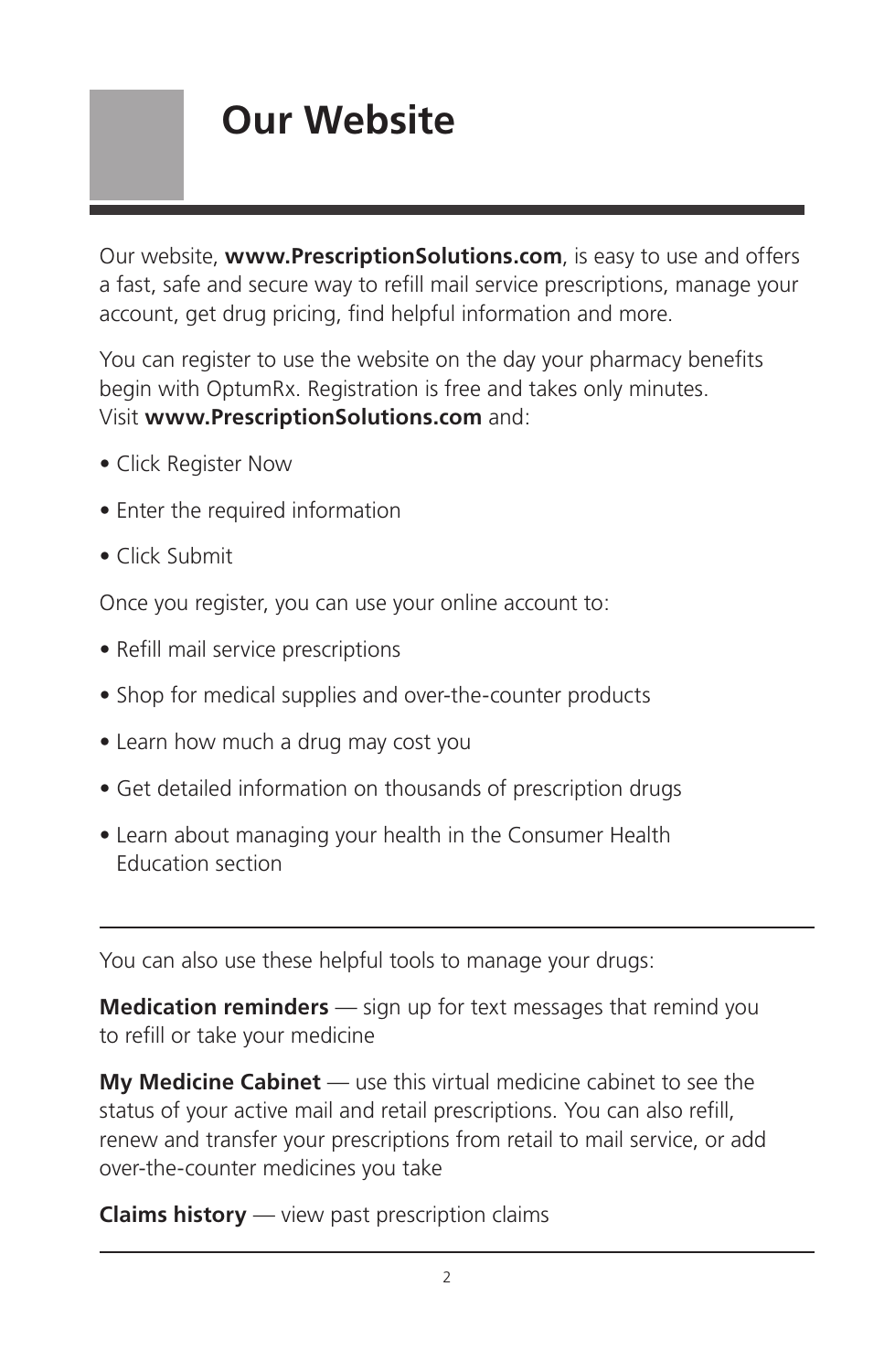# Our Website

Our website, **www.PrescriptionSolutions.com**, is easy to use and offers a fast, safe and secure way to refill mail service prescriptions, manage your account, get drug pricing, find helpful information and more.

You can register to use the website on the day your pharmacy benefits begin with OptumRx. Registration is free and takes only minutes. Visit **www.PrescriptionSolutions.com** and:

- Click Register Now
- Enter the required information
- Click Submit

Once you register, you can use your online account to:

- Refill mail service prescriptions
- Shop for medical supplies and over-the-counter products
- Learn how much a drug may cost you
- Get detailed information on thousands of prescription drugs
- Learn about managing your health in the Consumer Health Education section

---

You can also use these helpful tools to manage your drugs:

**Medication reminders** — sign up for text messages that remind you to refill or take your medicine

**My Medicine Cabinet** — use this virtual medicine cabinet to see the status of your active mail and retail prescriptions. You can also refill, renew and transfer your prescriptions from retail to mail service, or add over-the-counter medicines you take

**Claims history** — view past prescription claims

---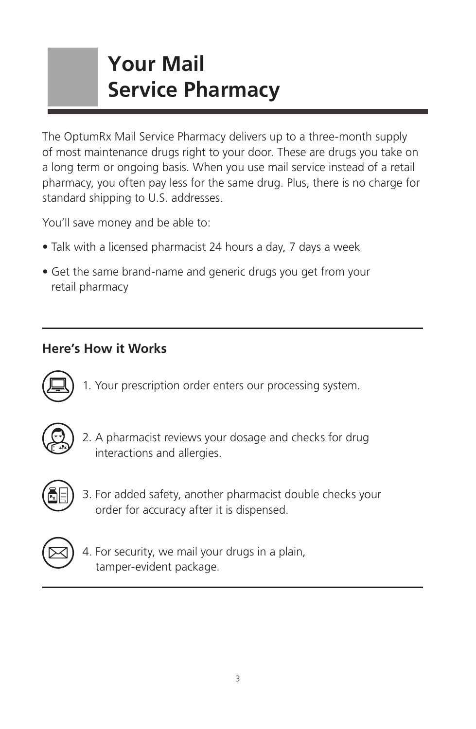# Your Mail Service Pharmacy

The OptumRx Mail Service Pharmacy delivers up to a three-month supply of most maintenance drugs right to your door. These are drugs you take on a long term or ongoing basis. When you use mail service instead of a retail pharmacy, you often pay less for the same drug. Plus, there is no charge for standard shipping to U.S. addresses.

You'll save money and be able to:

- Talk with a licensed pharmacist 24 hours a day, 7 days a week
- Get the same brand-name and generic drugs you get from your retail pharmacy

## Here's How it Works

1. Your prescription order enters our processing system.
2. A pharmacist reviews your dosage and checks for drug interactions and allergies.
3. For added safety, another pharmacist double checks your order for accuracy after it is dispensed.
4. For security, we mail your drugs in a plain, tamper-evident package.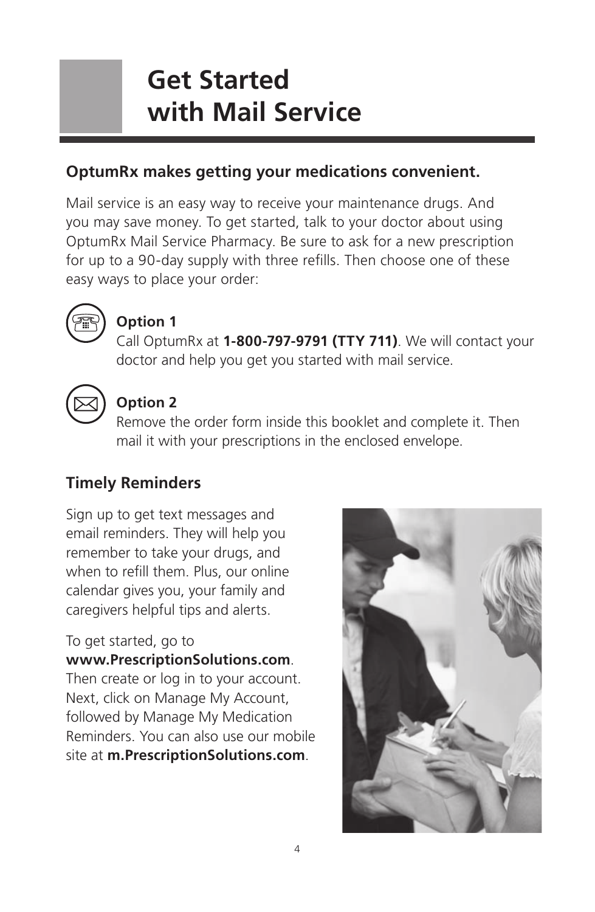# Get Started with Mail Service

## OptumRx makes getting your medications convenient.

Mail service is an easy way to receive your maintenance drugs. And you may save money. To get started, talk to your doctor about using OptumRx Mail Service Pharmacy. Be sure to ask for a new prescription for up to a 90-day supply with three refills. Then choose one of these easy ways to place your order:

**Option 1**
Call OptumRx at **1-800-797-9791 (TTY 711)**. We will contact your doctor and help you get you started with mail service.

**Option 2**
Remove the order form inside this booklet and complete it. Then mail it with your prescriptions in the enclosed envelope.

## Timely Reminders

Sign up to get text messages and email reminders. They will help you remember to take your drugs, and when to refill them. Plus, our online calendar gives you, your family and caregivers helpful tips and alerts.

To get started, go to **www.PrescriptionSolutions.com**. Then create or log in to your account. Next, click on Manage My Account, followed by Manage My Medication Reminders. You can also use our mobile site at **m.PrescriptionSolutions.com**.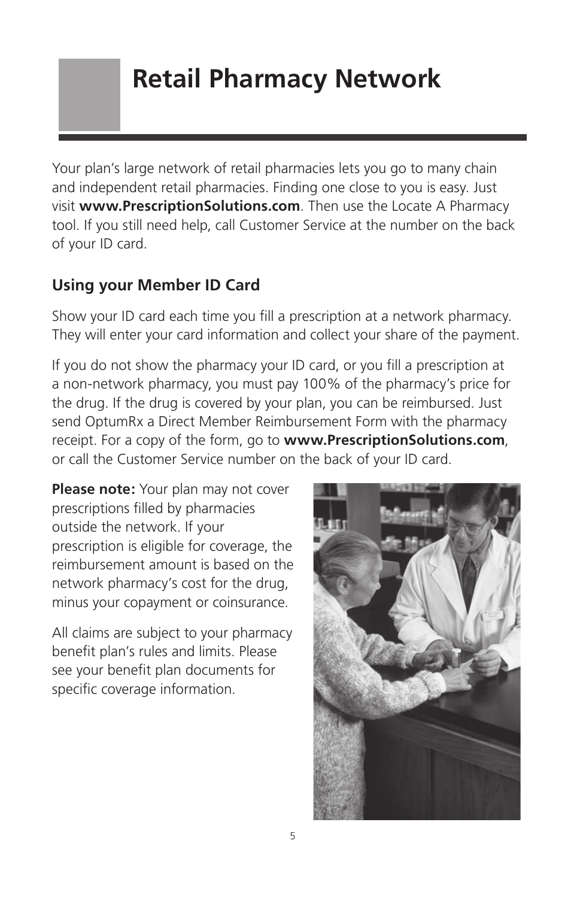# Retail Pharmacy Network

Your plan's large network of retail pharmacies lets you go to many chain and independent retail pharmacies. Finding one close to you is easy. Just visit **www.PrescriptionSolutions.com**. Then use the Locate A Pharmacy tool. If you still need help, call Customer Service at the number on the back of your ID card.

## Using your Member ID Card

Show your ID card each time you fill a prescription at a network pharmacy. They will enter your card information and collect your share of the payment.

If you do not show the pharmacy your ID card, or you fill a prescription at a non-network pharmacy, you must pay 100% of the pharmacy's price for the drug. If the drug is covered by your plan, you can be reimbursed. Just send OptumRx a Direct Member Reimbursement Form with the pharmacy receipt. For a copy of the form, go to **www.PrescriptionSolutions.com**, or call the Customer Service number on the back of your ID card.

**Please note:** Your plan may not cover prescriptions filled by pharmacies outside the network. If your prescription is eligible for coverage, the reimbursement amount is based on the network pharmacy's cost for the drug, minus your copayment or coinsurance.

All claims are subject to your pharmacy benefit plan's rules and limits. Please see your benefit plan documents for specific coverage information.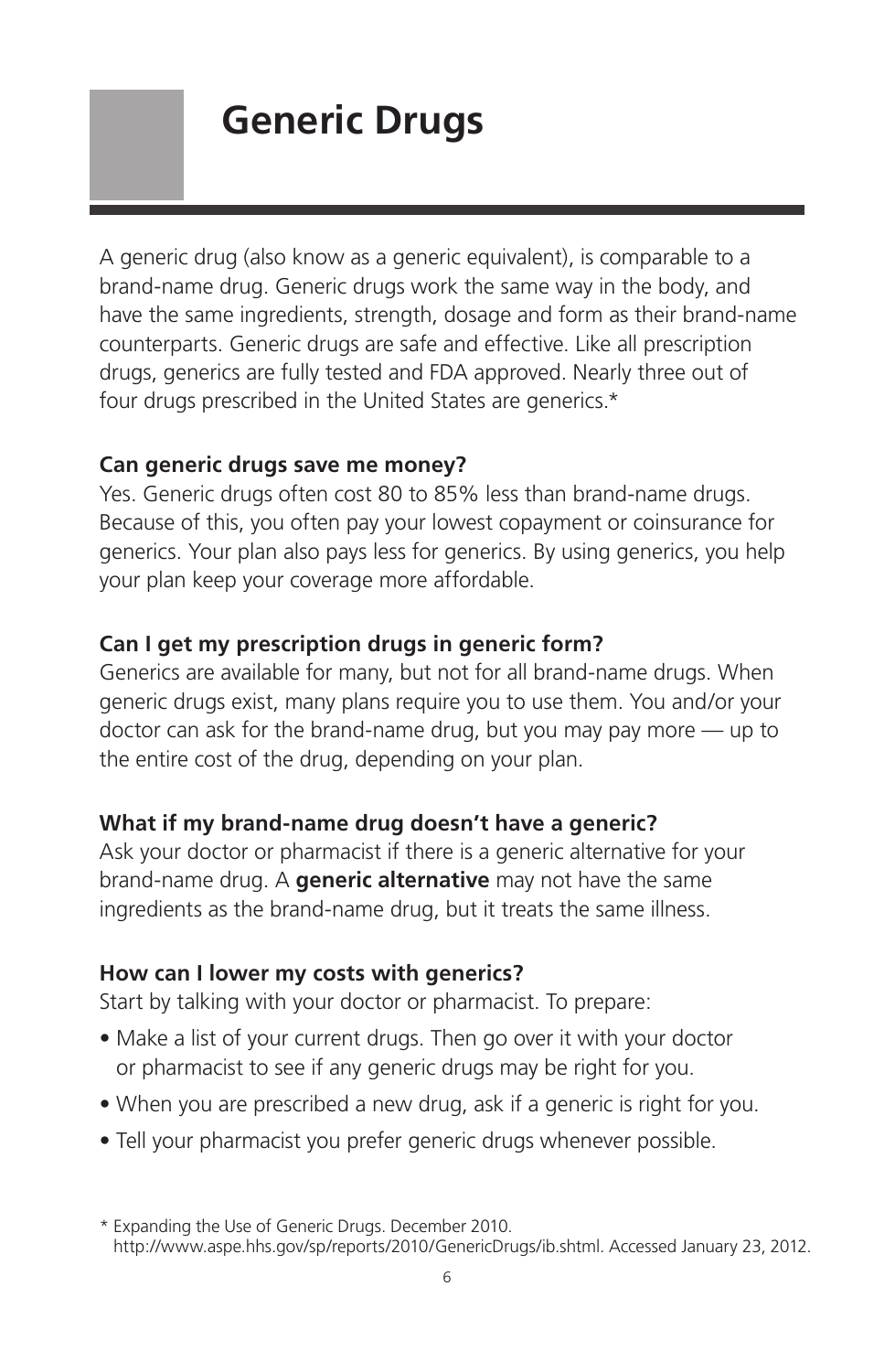# Generic Drugs

A generic drug (also know as a generic equivalent), is comparable to a brand-name drug. Generic drugs work the same way in the body, and have the same ingredients, strength, dosage and form as their brand-name counterparts. Generic drugs are safe and effective. Like all prescription drugs, generics are fully tested and FDA approved. Nearly three out of four drugs prescribed in the United States are generics.*

**Can generic drugs save me money?**
Yes. Generic drugs often cost 80 to 85% less than brand-name drugs. Because of this, you often pay your lowest copayment or coinsurance for generics. Your plan also pays less for generics. By using generics, you help your plan keep your coverage more affordable.

**Can I get my prescription drugs in generic form?**
Generics are available for many, but not for all brand-name drugs. When generic drugs exist, many plans require you to use them. You and/or your doctor can ask for the brand-name drug, but you may pay more — up to the entire cost of the drug, depending on your plan.

**What if my brand-name drug doesn't have a generic?**
Ask your doctor or pharmacist if there is a generic alternative for your brand-name drug. A **generic alternative** may not have the same ingredients as the brand-name drug, but it treats the same illness.

**How can I lower my costs with generics?**
Start by talking with your doctor or pharmacist. To prepare:

- Make a list of your current drugs. Then go over it with your doctor or pharmacist to see if any generic drugs may be right for you.
- When you are prescribed a new drug, ask if a generic is right for you.
- Tell your pharmacist you prefer generic drugs whenever possible.

* Expanding the Use of Generic Drugs. December 2010. http://www.aspe.hhs.gov/sp/reports/2010/GenericDrugs/ib.shtml. Accessed January 23, 2012.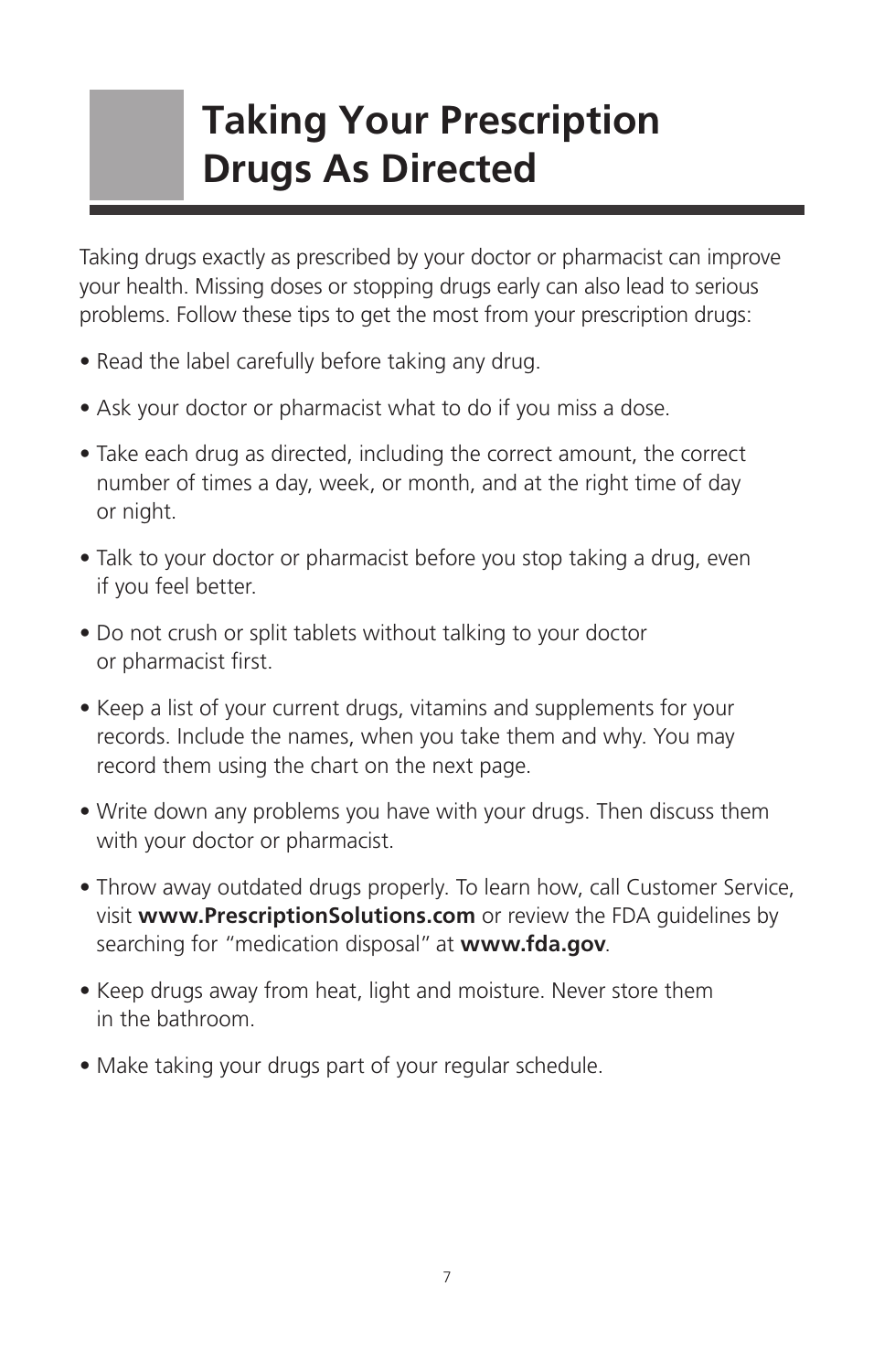# Taking Your Prescription Drugs As Directed

Taking drugs exactly as prescribed by your doctor or pharmacist can improve your health. Missing doses or stopping drugs early can also lead to serious problems. Follow these tips to get the most from your prescription drugs:

- Read the label carefully before taking any drug.
- Ask your doctor or pharmacist what to do if you miss a dose.
- Take each drug as directed, including the correct amount, the correct number of times a day, week, or month, and at the right time of day or night.
- Talk to your doctor or pharmacist before you stop taking a drug, even if you feel better.
- Do not crush or split tablets without talking to your doctor or pharmacist first.
- Keep a list of your current drugs, vitamins and supplements for your records. Include the names, when you take them and why. You may record them using the chart on the next page.
- Write down any problems you have with your drugs. Then discuss them with your doctor or pharmacist.
- Throw away outdated drugs properly. To learn how, call Customer Service, visit **www.PrescriptionSolutions.com** or review the FDA guidelines by searching for "medication disposal" at **www.fda.gov**.
- Keep drugs away from heat, light and moisture. Never store them in the bathroom.
- Make taking your drugs part of your regular schedule.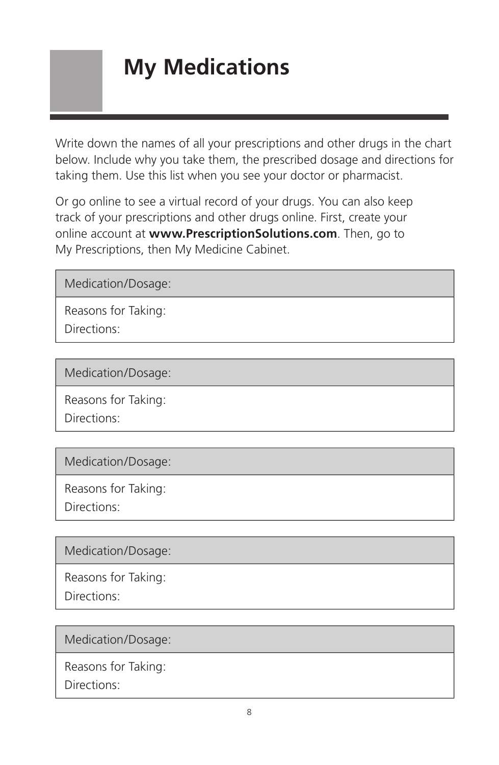# My Medications

Write down the names of all your prescriptions and other drugs in the chart below. Include why you take them, the prescribed dosage and directions for taking them. Use this list when you see your doctor or pharmacist.

Or go online to see a virtual record of your drugs. You can also keep track of your prescriptions and other drugs online. First, create your online account at **www.PrescriptionSolutions.com**. Then, go to My Prescriptions, then My Medicine Cabinet.

| Medication/Dosage: |
|---|
| Reasons for Taking:<br>Directions: |

| Medication/Dosage: |
|---|
| Reasons for Taking:<br>Directions: |

| Medication/Dosage: |
|---|
| Reasons for Taking:<br>Directions: |

| Medication/Dosage: |
|---|
| Reasons for Taking:<br>Directions: |

| Medication/Dosage: |
|---|
| Reasons for Taking:<br>Directions: |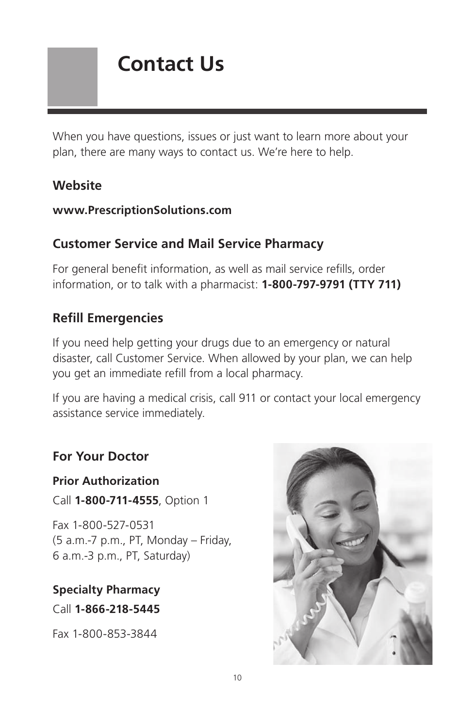# Contact Us

When you have questions, issues or just want to learn more about your plan, there are many ways to contact us. We're here to help.

## Website

**www.PrescriptionSolutions.com**

## Customer Service and Mail Service Pharmacy

For general benefit information, as well as mail service refills, order information, or to talk with a pharmacist: **1-800-797-9791 (TTY 711)**

## Refill Emergencies

If you need help getting your drugs due to an emergency or natural disaster, call Customer Service. When allowed by your plan, we can help you get an immediate refill from a local pharmacy.

If you are having a medical crisis, call 911 or contact your local emergency assistance service immediately.

## For Your Doctor

### Prior Authorization

Call **1-800-711-4555**, Option 1

Fax 1-800-527-0531
(5 a.m.-7 p.m., PT, Monday – Friday,
6 a.m.-3 p.m., PT, Saturday)

### Specialty Pharmacy

Call **1-866-218-5445**

Fax 1-800-853-3844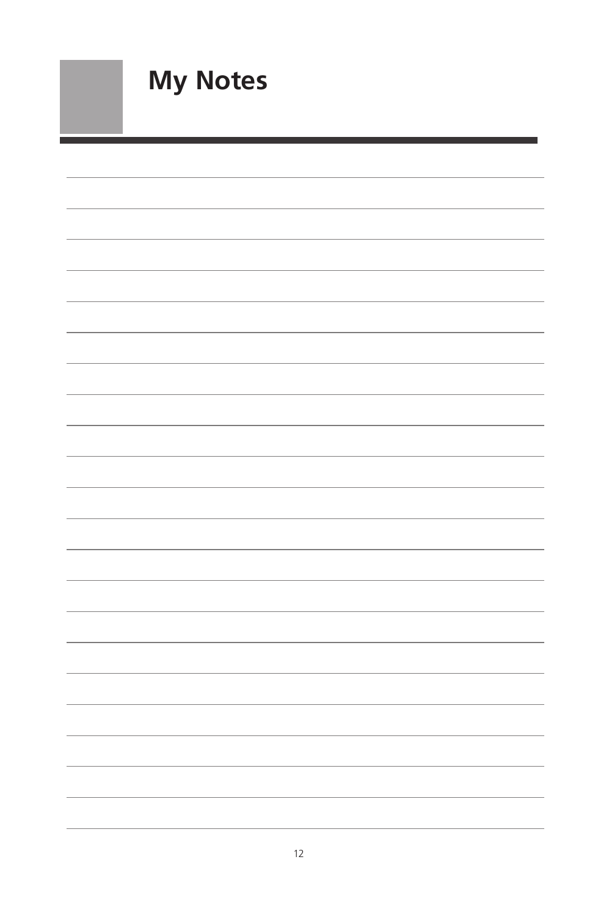# My Notes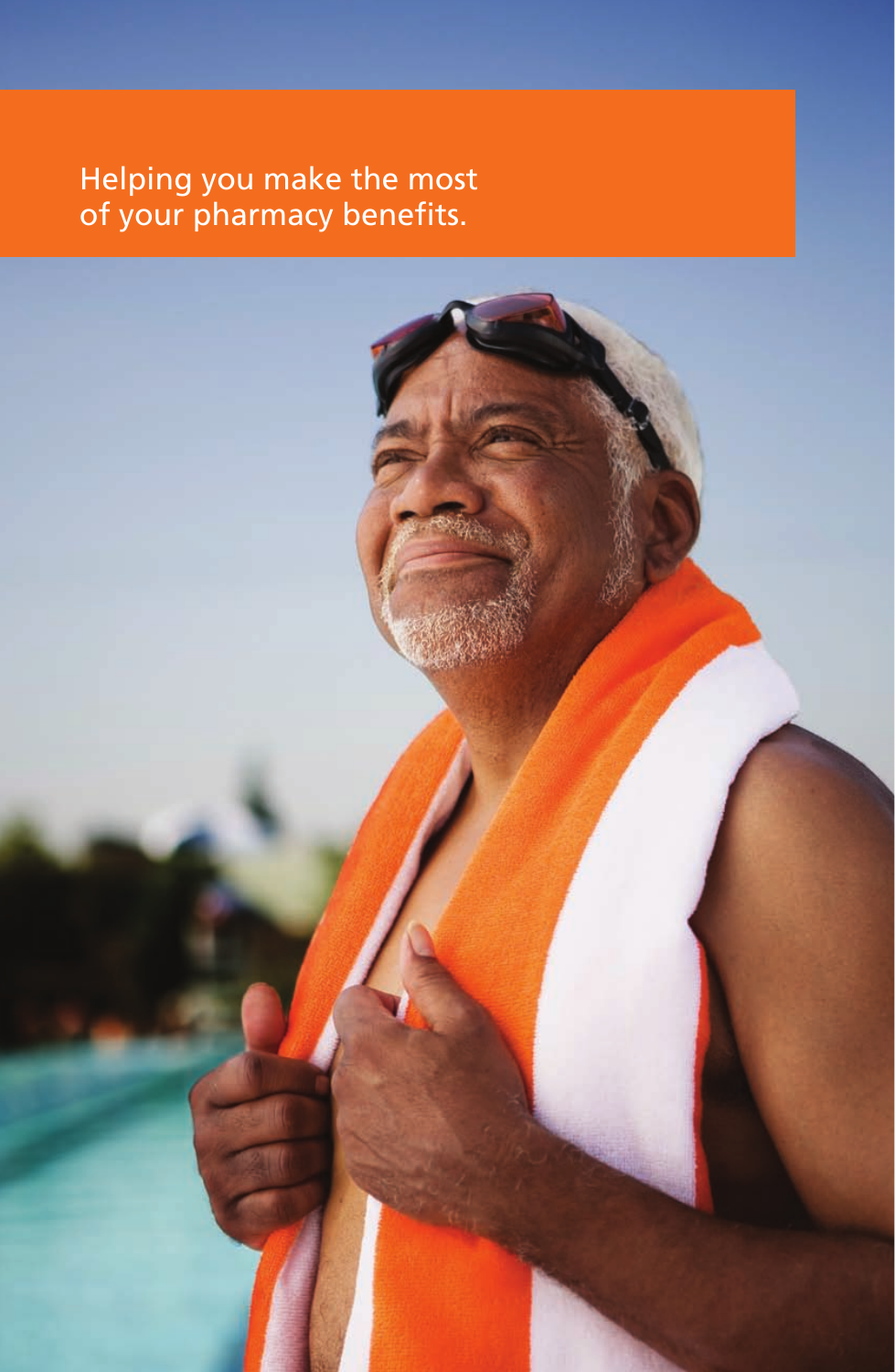Helping you make the most of your pharmacy benefits.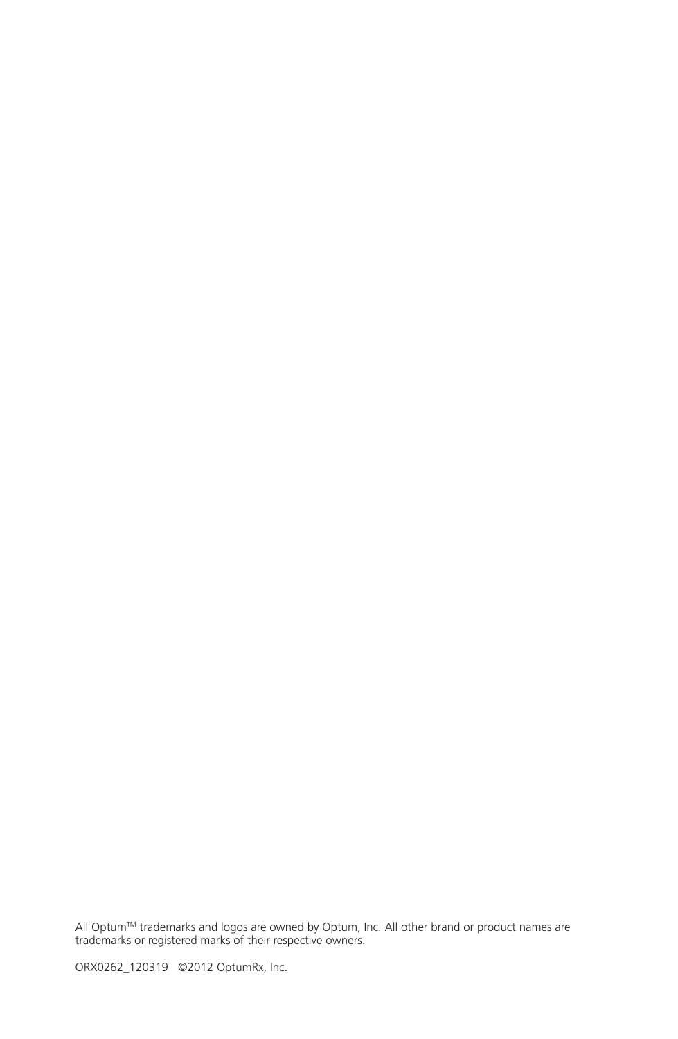All Optum™ trademarks and logos are owned by Optum, Inc. All other brand or product names are trademarks or registered marks of their respective owners.

ORX0262_120319 ©2012 OptumRx, Inc.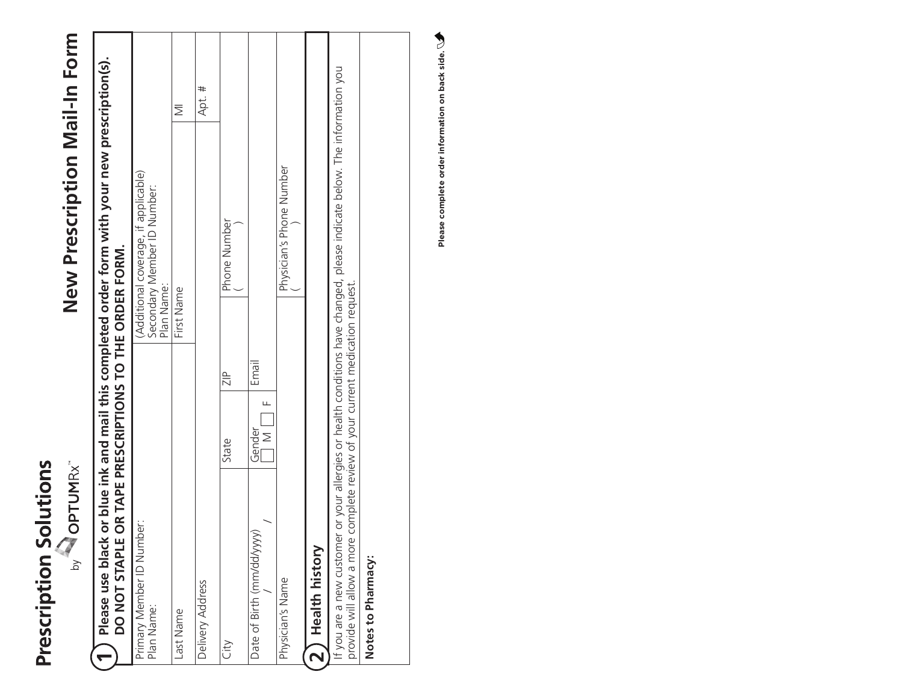# Prescription Solutions

by OPTUMRx™

# New Prescription Mail-In Form

## 1 Please use black or blue ink and mail this completed order form with your new prescription(s). DO NOT STAPLE OR TAPE PRESCRIPTIONS TO THE ORDER FORM.

| | | | |
|---|---|---|---|
| Primary Member ID Number:<br>Plan Name: | | (Additional coverage, if applicable)<br>Secondary Member ID Number:<br>Plan Name: | |
| Last Name | | First Name | MI |
| Delivery Address | | | Apt. # |
| City | State | ZIP | Phone Number<br>( ) |
| Date of Birth (mm/dd/yyyy)<br>/ / | Gender<br>☐ M ☐ F | Email | |
| Physician's Name | | Physician's Phone Number<br>( ) | |

## 2 Health history

If you are a new customer or your allergies or health conditions have changed, please indicate below. The information you provide will allow a more complete review of your current medication request.

**Notes to Pharmacy:**

**Please complete order information on back side.**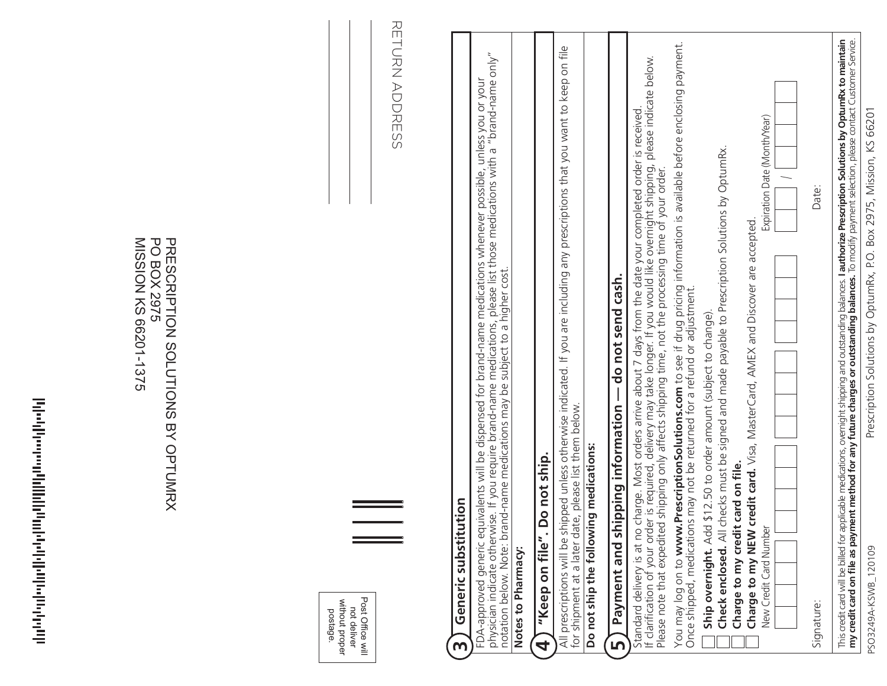RETURN ADDRESS

Post Office will not deliver without proper postage.

PRESCRIPTION SOLUTIONS BY OPTUMRX
PO BOX 2975
MISSION KS 66201-1375

## 3 Generic substitution

FDA-approved generic equivalents will be dispensed for brand-name medications whenever possible, unless you or your physician indicate otherwise. If you require brand-name medications, please list those medications with a "brand-name only" notation below. Note: brand-name medications may be subject to a higher cost.

**Notes to Pharmacy:**

## 4 "Keep on file". Do not ship.

All prescriptions will be shipped unless otherwise indicated. If you are including any prescriptions that you want to keep on file for shipment at a later date, please list them below.

**Do not ship the following medications:**

## 5 Payment and shipping information — do not send cash.

Standard delivery is at no charge. Most orders arrive about 7 days from the date your completed order is received. If clarification of your order is required, delivery may take longer. If you would like overnight shipping, please indicate below. Please note that expedited shipping only affects shipping time, not the processing time of your order.

You may log on to **www.PrescriptionSolutions.com** to see if drug pricing information is available before enclosing payment. Once shipped, medications may not be returned for a refund or adjustment.

- ☐ **Ship overnight.** Add $12.50 to order amount (subject to change).
- ☐ **Check enclosed.** All checks must be signed and made payable to Prescription Solutions by OptumRx.
- ☐ **Charge to my credit card on file.**
- ☐ **Charge to my NEW credit card.** Visa, MasterCard, AMEX and Discover are accepted.

New Credit Card Number ____________________ Expiration Date (Month/Year) ____ / ____

Signature: ____________________ Date: ____________

This credit card will be billed for applicable medications, overnight shipping and outstanding balances. **I authorize Prescription Solutions by OptumRx to maintain my credit card on file as payment method for any future charges or outstanding balances.** To modify payment selection, please contact Customer Service.

PSO3249A-KSWB_120109 Prescription Solutions by OptumRx, P.O. Box 2975, Mission, KS 66201